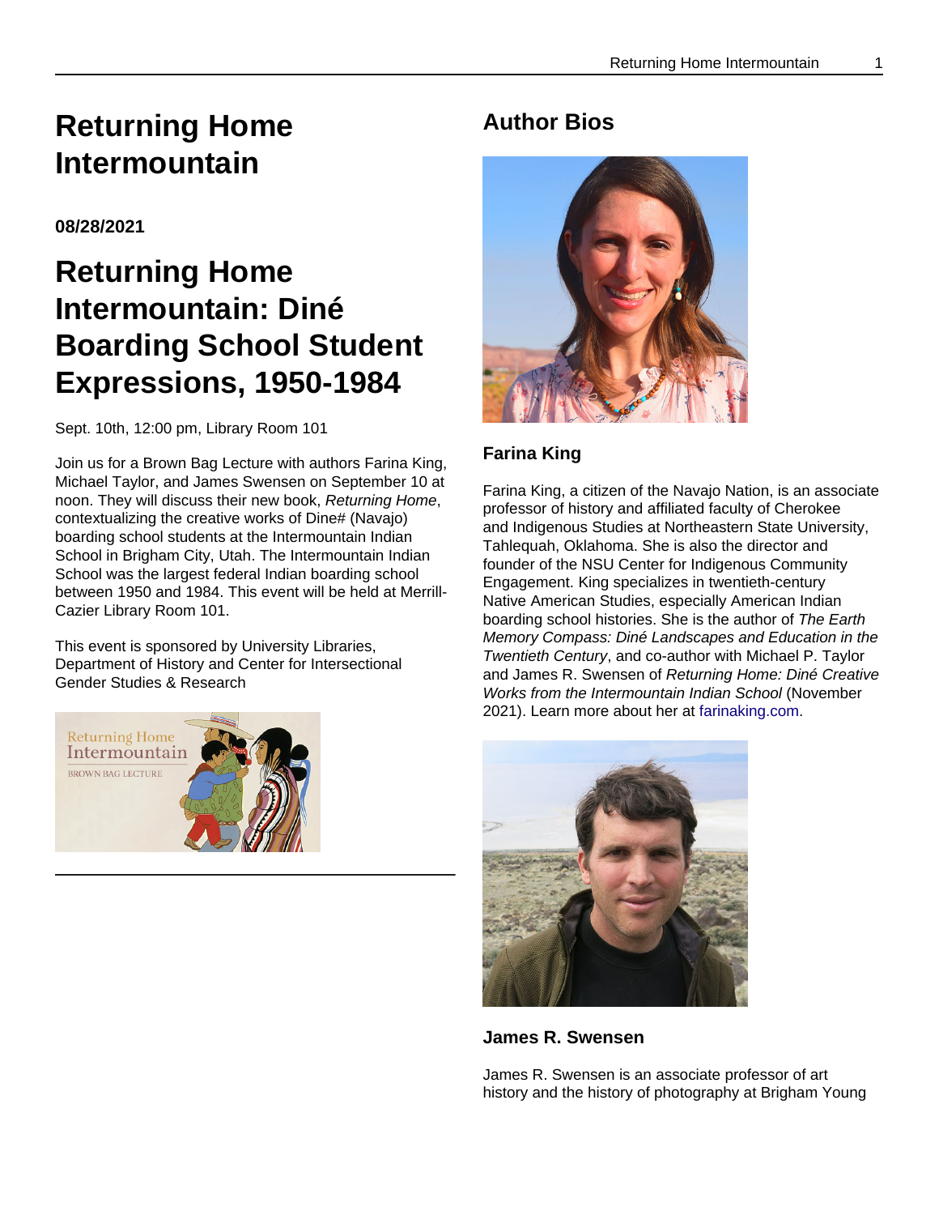# Returning Home Intermountain

**08/28/2021**

# Returning Home Intermountain: Diné Boarding School Student Expressions, 1950-1984

Sept. 10th, 12:00 pm, Library Room 101

Join us for a Brown Bag Lecture with authors Farina King, Michael Taylor, and James Swensen on September 10 at noon. They will discuss their new book, *Returning Home*, contextualizing the creative works of Dine# (Navajo) boarding school students at the Intermountain Indian School in Brigham City, Utah. The Intermountain Indian School was the largest federal Indian boarding school between 1950 and 1984. This event will be held at Merrill-Cazier Library Room 101.

This event is sponsored by University Libraries, Department of History and Center for Intersectional Gender Studies & Research

---

## Author Bios

### Farina King

Farina King, a citizen of the Navajo Nation, is an associate professor of history and affiliated faculty of Cherokee and Indigenous Studies at Northeastern State University, Tahlequah, Oklahoma. She is also the director and founder of the NSU Center for Indigenous Community Engagement. King specializes in twentieth-century Native American Studies, especially American Indian boarding school histories. She is the author of *The Earth Memory Compass: Diné Landscapes and Education in the Twentieth Century*, and co-author with Michael P. Taylor and James R. Swensen of *Returning Home: Diné Creative Works from the Intermountain Indian School* (November 2021). Learn more about her at farinaking.com.

### James R. Swensen

James R. Swensen is an associate professor of art history and the history of photography at Brigham Young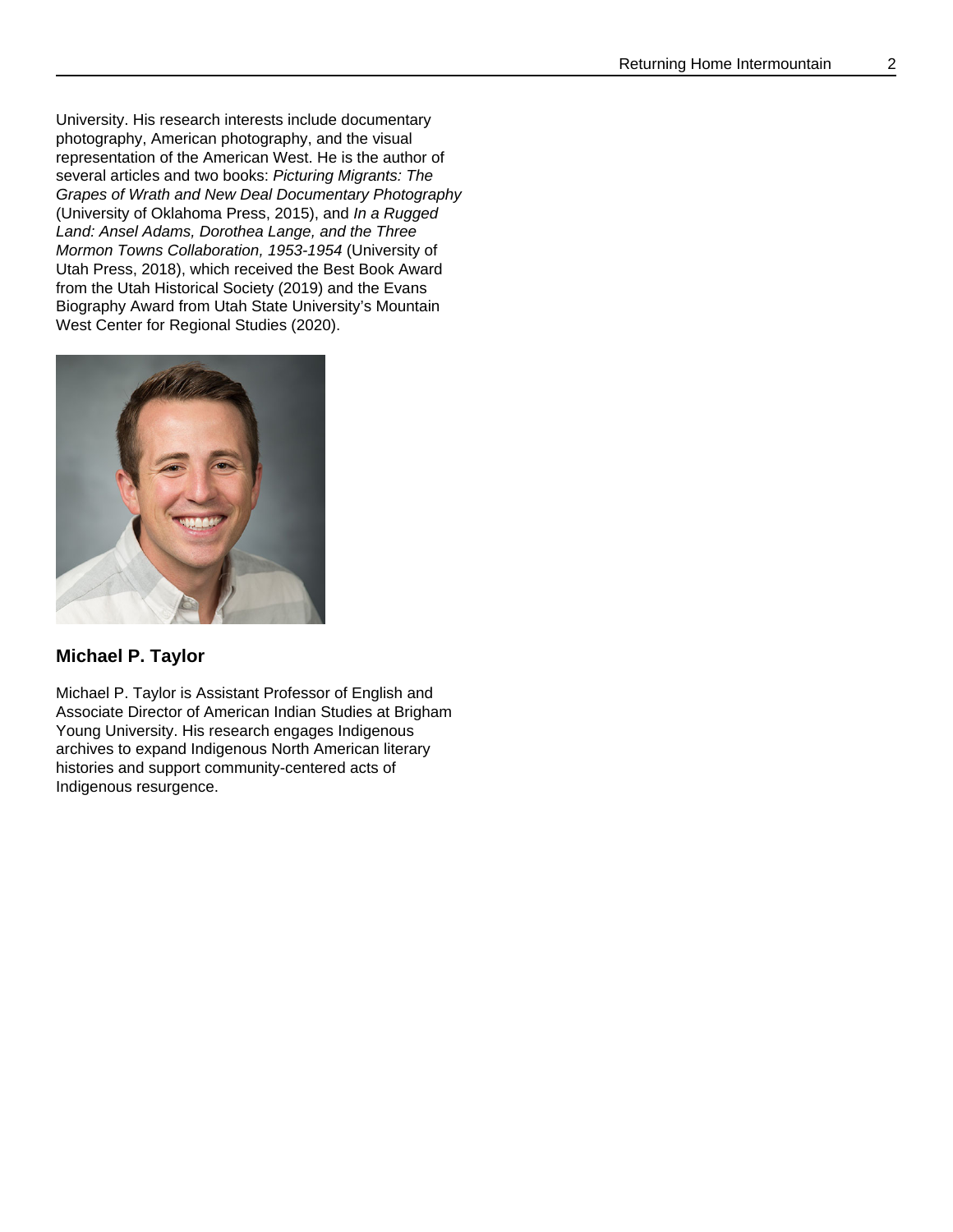University. His research interests include documentary photography, American photography, and the visual representation of the American West. He is the author of several articles and two books: *Picturing Migrants: The Grapes of Wrath and New Deal Documentary Photography* (University of Oklahoma Press, 2015), and *In a Rugged Land: Ansel Adams, Dorothea Lange, and the Three Mormon Towns Collaboration, 1953-1954* (University of Utah Press, 2018), which received the Best Book Award from the Utah Historical Society (2019) and the Evans Biography Award from Utah State University's Mountain West Center for Regional Studies (2020).

### Michael P. Taylor

Michael P. Taylor is Assistant Professor of English and Associate Director of American Indian Studies at Brigham Young University. His research engages Indigenous archives to expand Indigenous North American literary histories and support community-centered acts of Indigenous resurgence.